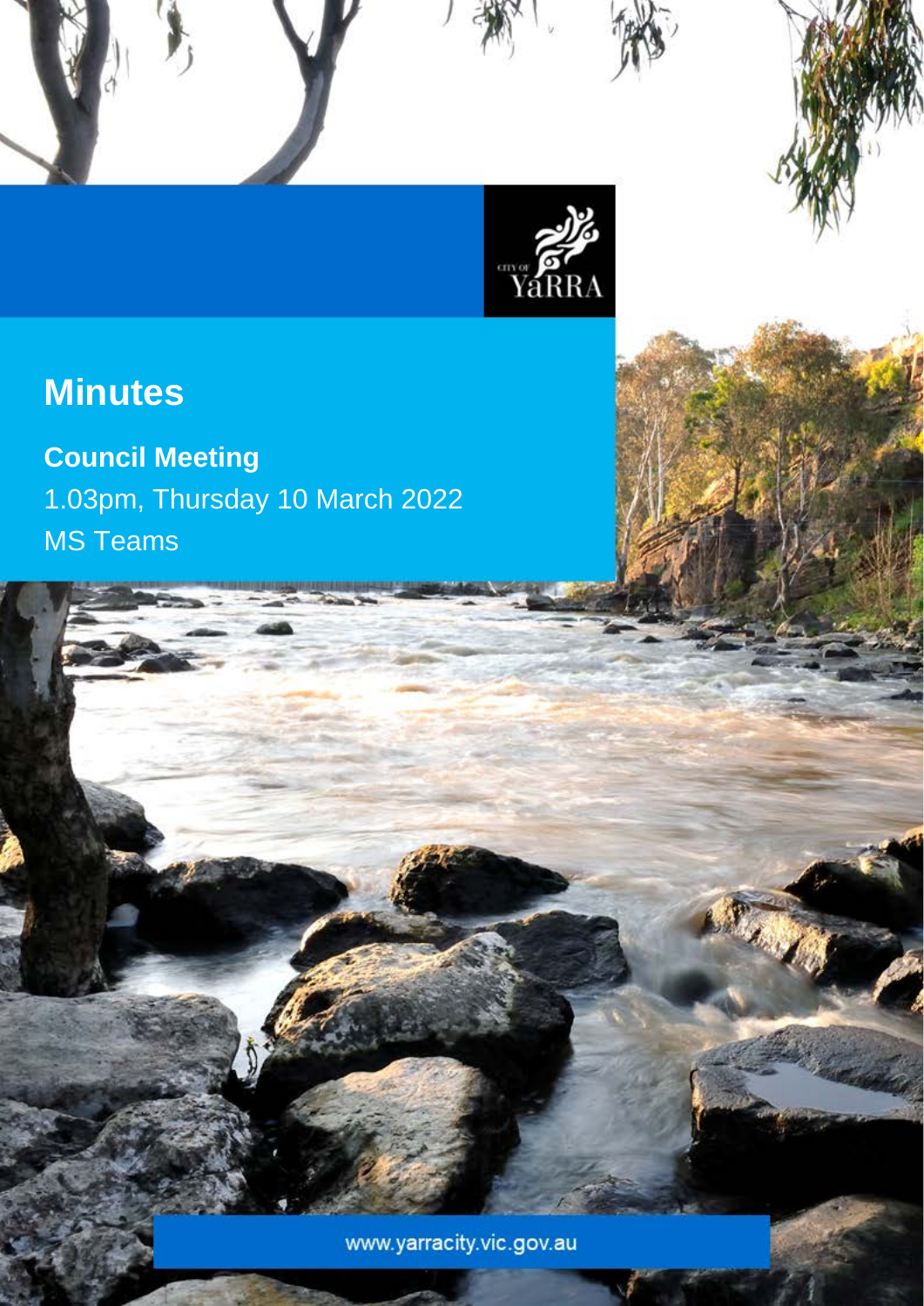# Minutes

**Council Meeting**

1.03pm, Thursday 10 March 2022

MS Teams

www.yarracity.vic.gov.au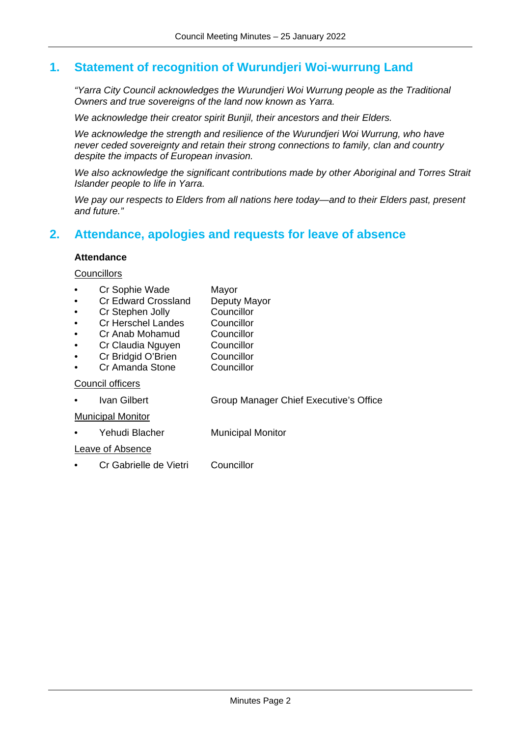## 1. Statement of recognition of Wurundjeri Woi-wurrung Land

*"Yarra City Council acknowledges the Wurundjeri Woi Wurrung people as the Traditional Owners and true sovereigns of the land now known as Yarra.*

*We acknowledge their creator spirit Bunjil, their ancestors and their Elders.*

*We acknowledge the strength and resilience of the Wurundjeri Woi Wurrung, who have never ceded sovereignty and retain their strong connections to family, clan and country despite the impacts of European invasion.*

*We also acknowledge the significant contributions made by other Aboriginal and Torres Strait Islander people to life in Yarra.*

*We pay our respects to Elders from all nations here today—and to their Elders past, present and future."*

## 2. Attendance, apologies and requests for leave of absence

**Attendance**

Councillors

- Cr Sophie Wade — Mayor
- Cr Edward Crossland — Deputy Mayor
- Cr Stephen Jolly — Councillor
- Cr Herschel Landes — Councillor
- Cr Anab Mohamud — Councillor
- Cr Claudia Nguyen — Councillor
- Cr Bridgid O'Brien — Councillor
- Cr Amanda Stone — Councillor

Council officers

- Ivan Gilbert — Group Manager Chief Executive's Office

Municipal Monitor

- Yehudi Blacher — Municipal Monitor

Leave of Absence

- Cr Gabrielle de Vietri — Councillor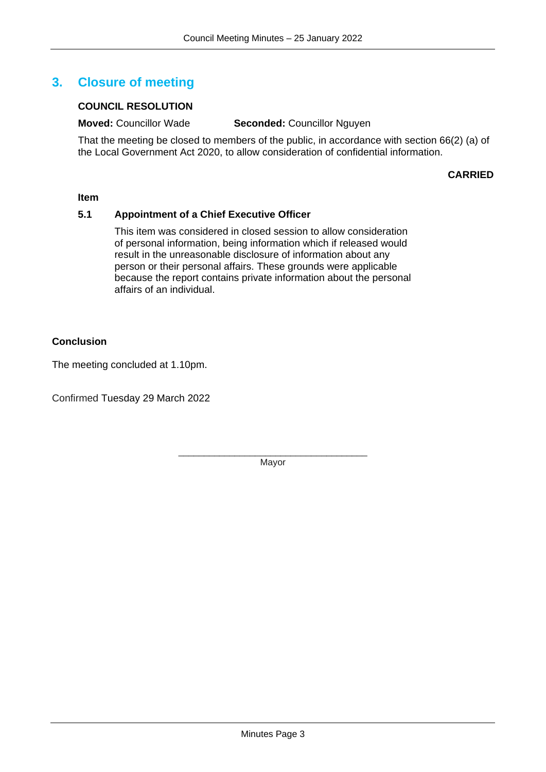## 3. Closure of meeting

**COUNCIL RESOLUTION**

**Moved:** Councillor Wade **Seconded:** Councillor Nguyen

That the meeting be closed to members of the public, in accordance with section 66(2) (a) of the Local Government Act 2020, to allow consideration of confidential information.

**CARRIED**

**Item**

**5.1 Appointment of a Chief Executive Officer**

This item was considered in closed session to allow consideration of personal information, being information which if released would result in the unreasonable disclosure of information about any person or their personal affairs. These grounds were applicable because the report contains private information about the personal affairs of an individual.

**Conclusion**

The meeting concluded at 1.10pm.

Confirmed Tuesday 29 March 2022

\_\_\_\_\_\_\_\_\_\_\_\_\_\_\_\_\_\_\_\_\_\_\_\_\_\_\_\_\_\_\_\_\_\_\_

Mayor